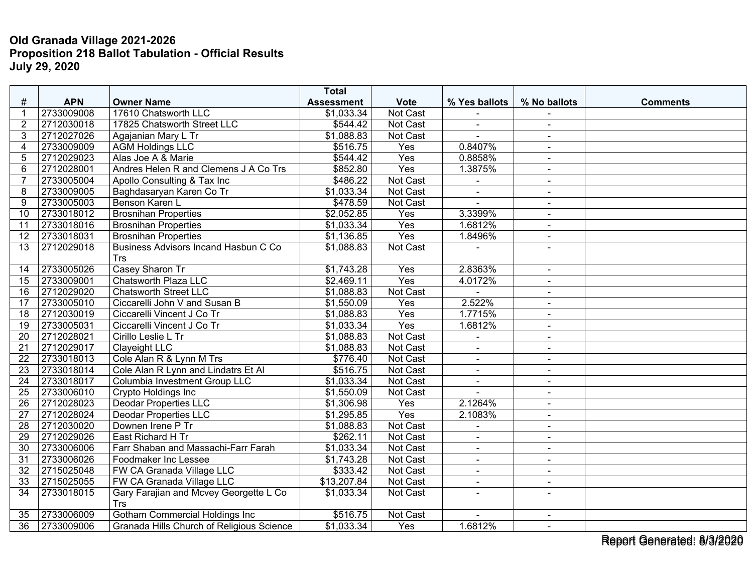**Old Granada Village 2021-2026**
**Proposition 218 Ballot Tabulation - Official Results**
**July 29, 2020**

| # | APN | Owner Name | Total Assessment | Vote | % Yes ballots | % No ballots | Comments |
|---|---|---|---|---|---|---|---|
| 1 | 2733009008 | 17610 Chatsworth LLC | $1,033.34 | Not Cast | - | - | |
| 2 | 2712030018 | 17825 Chatsworth Street LLC | $544.42 | Not Cast | - | - | |
| 3 | 2712027026 | Agajanian Mary L Tr | $1,088.83 | Not Cast | - | - | |
| 4 | 2733009009 | AGM Holdings LLC | $516.75 | Yes | 0.8407% | - | |
| 5 | 2712029023 | Alas Joe A & Marie | $544.42 | Yes | 0.8858% | - | |
| 6 | 2712028001 | Andres Helen R and Clemens J A Co Trs | $852.80 | Yes | 1.3875% | - | |
| 7 | 2733005004 | Apollo Consulting & Tax Inc | $486.22 | Not Cast | - | - | |
| 8 | 2733009005 | Baghdasaryan Karen Co Tr | $1,033.34 | Not Cast | - | - | |
| 9 | 2733005003 | Benson Karen L | $478.59 | Not Cast | - | - | |
| 10 | 2733018012 | Brosnihan Properties | $2,052.85 | Yes | 3.3399% | - | |
| 11 | 2733018016 | Brosnihan Properties | $1,033.34 | Yes | 1.6812% | - | |
| 12 | 2733018031 | Brosnihan Properties | $1,136.85 | Yes | 1.8496% | - | |
| 13 | 2712029018 | Business Advisors Incand Hasbun C Co Trs | $1,088.83 | Not Cast | - | - | |
| 14 | 2733005026 | Casey Sharon Tr | $1,743.28 | Yes | 2.8363% | - | |
| 15 | 2733009001 | Chatsworth Plaza LLC | $2,469.11 | Yes | 4.0172% | - | |
| 16 | 2712029020 | Chatsworth Street LLC | $1,088.83 | Not Cast | - | - | |
| 17 | 2733005010 | Ciccarelli John V and Susan B | $1,550.09 | Yes | 2.522% | - | |
| 18 | 2712030019 | Ciccarelli Vincent J Co Tr | $1,088.83 | Yes | 1.7715% | - | |
| 19 | 2733005031 | Ciccarelli Vincent J Co Tr | $1,033.34 | Yes | 1.6812% | - | |
| 20 | 2712028021 | Cirillo Leslie L Tr | $1,088.83 | Not Cast | - | - | |
| 21 | 2712029017 | Clayeight LLC | $1,088.83 | Not Cast | - | - | |
| 22 | 2733018013 | Cole Alan R & Lynn M Trs | $776.40 | Not Cast | - | - | |
| 23 | 2733018014 | Cole Alan R Lynn and Lindatrs Et Al | $516.75 | Not Cast | - | - | |
| 24 | 2733018017 | Columbia Investment Group LLC | $1,033.34 | Not Cast | - | - | |
| 25 | 2733006010 | Crypto Holdings Inc | $1,550.09 | Not Cast | - | - | |
| 26 | 2712028023 | Deodar Properties LLC | $1,306.98 | Yes | 2.1264% | - | |
| 27 | 2712028024 | Deodar Properties LLC | $1,295.85 | Yes | 2.1083% | - | |
| 28 | 2712030020 | Downen Irene P Tr | $1,088.83 | Not Cast | - | - | |
| 29 | 2712029026 | East Richard H Tr | $262.11 | Not Cast | - | - | |
| 30 | 2733006006 | Farr Shaban and Massachi-Farr Farah | $1,033.34 | Not Cast | - | - | |
| 31 | 2733006026 | Foodmaker Inc Lessee | $1,743.28 | Not Cast | - | - | |
| 32 | 2715025048 | FW CA Granada Village LLC | $333.42 | Not Cast | - | - | |
| 33 | 2715025055 | FW CA Granada Village LLC | $13,207.84 | Not Cast | - | - | |
| 34 | 2733018015 | Gary Farajian and Mcvey Georgette L Co Trs | $1,033.34 | Not Cast | - | - | |
| 35 | 2733006009 | Gotham Commercial Holdings Inc | $516.75 | Not Cast | - | - | |
| 36 | 2733009006 | Granada Hills Church of Religious Science | $1,033.34 | Yes | 1.6812% | - | |

Report Generated: 8/3/2020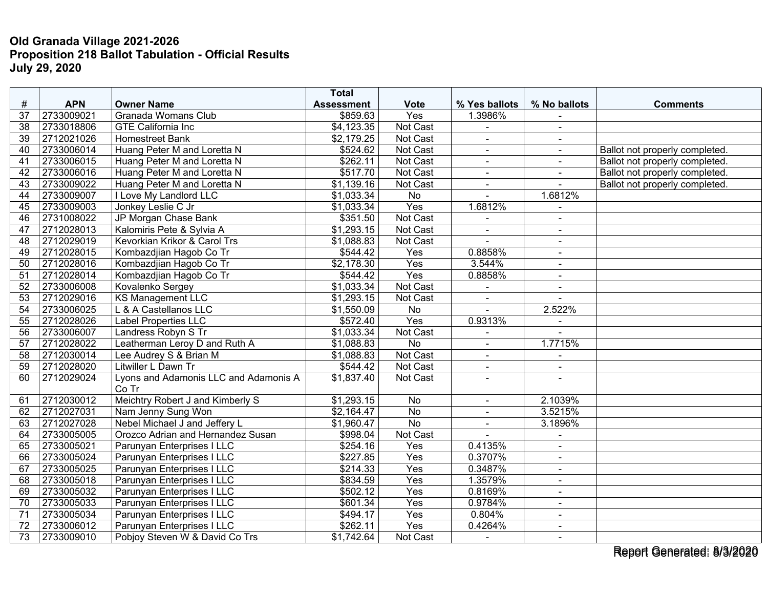**Old Granada Village 2021-2026**
**Proposition 218 Ballot Tabulation - Official Results**
**July 29, 2020**

| # | APN | Owner Name | Total Assessment | Vote | % Yes ballots | % No ballots | Comments |
|---|---|---|---|---|---|---|---|
| 37 | 2733009021 | Granada Womans Club | $859.63 | Yes | 1.3986% | - | |
| 38 | 2733018806 | GTE California Inc | $4,123.35 | Not Cast | - | - | |
| 39 | 2712021026 | Homestreet Bank | $2,179.25 | Not Cast | - | - | |
| 40 | 2733006014 | Huang Peter M and Loretta N | $524.62 | Not Cast | - | - | Ballot not properly completed. |
| 41 | 2733006015 | Huang Peter M and Loretta N | $262.11 | Not Cast | - | - | Ballot not properly completed. |
| 42 | 2733006016 | Huang Peter M and Loretta N | $517.70 | Not Cast | - | - | Ballot not properly completed. |
| 43 | 2733009022 | Huang Peter M and Loretta N | $1,139.16 | Not Cast | - | - | Ballot not properly completed. |
| 44 | 2733009007 | I Love My Landlord LLC | $1,033.34 | No | - | 1.6812% | |
| 45 | 2733009003 | Jonkey Leslie C Jr | $1,033.34 | Yes | 1.6812% | - | |
| 46 | 2731008022 | JP Morgan Chase Bank | $351.50 | Not Cast | - | - | |
| 47 | 2712028013 | Kalomiris Pete & Sylvia A | $1,293.15 | Not Cast | - | - | |
| 48 | 2712029019 | Kevorkian Krikor & Carol Trs | $1,088.83 | Not Cast | - | - | |
| 49 | 2712028015 | Kombazdjian Hagob Co Tr | $544.42 | Yes | 0.8858% | - | |
| 50 | 2712028016 | Kombazdjian Hagob Co Tr | $2,178.30 | Yes | 3.544% | - | |
| 51 | 2712028014 | Kombazdjian Hagob Co Tr | $544.42 | Yes | 0.8858% | - | |
| 52 | 2733006008 | Kovalenko Sergey | $1,033.34 | Not Cast | - | - | |
| 53 | 2712029016 | KS Management LLC | $1,293.15 | Not Cast | - | - | |
| 54 | 2733006025 | L & A Castellanos LLC | $1,550.09 | No | - | 2.522% | |
| 55 | 2712028026 | Label Properties LLC | $572.40 | Yes | 0.9313% | - | |
| 56 | 2733006007 | Landress Robyn S Tr | $1,033.34 | Not Cast | - | - | |
| 57 | 2712028022 | Leatherman Leroy D and Ruth A | $1,088.83 | No | - | 1.7715% | |
| 58 | 2712030014 | Lee Audrey S & Brian M | $1,088.83 | Not Cast | - | - | |
| 59 | 2712028020 | Litwiller L Dawn Tr | $544.42 | Not Cast | - | - | |
| 60 | 2712029024 | Lyons and Adamonis LLC and Adamonis A Co Tr | $1,837.40 | Not Cast | - | - | |
| 61 | 2712030012 | Meichtry Robert J and Kimberly S | $1,293.15 | No | - | 2.1039% | |
| 62 | 2712027031 | Nam Jenny Sung Won | $2,164.47 | No | - | 3.5215% | |
| 63 | 2712027028 | Nebel Michael J and Jeffery L | $1,960.47 | No | - | 3.1896% | |
| 64 | 2733005005 | Orozco Adrian and Hernandez Susan | $998.04 | Not Cast | - | - | |
| 65 | 2733005021 | Parunyan Enterprises I LLC | $254.16 | Yes | 0.4135% | - | |
| 66 | 2733005024 | Parunyan Enterprises I LLC | $227.85 | Yes | 0.3707% | - | |
| 67 | 2733005025 | Parunyan Enterprises I LLC | $214.33 | Yes | 0.3487% | - | |
| 68 | 2733005018 | Parunyan Enterprises I LLC | $834.59 | Yes | 1.3579% | - | |
| 69 | 2733005032 | Parunyan Enterprises I LLC | $502.12 | Yes | 0.8169% | - | |
| 70 | 2733005033 | Parunyan Enterprises I LLC | $601.34 | Yes | 0.9784% | - | |
| 71 | 2733005034 | Parunyan Enterprises I LLC | $494.17 | Yes | 0.804% | - | |
| 72 | 2733006012 | Parunyan Enterprises I LLC | $262.11 | Yes | 0.4264% | - | |
| 73 | 2733009010 | Pobjoy Steven W & David Co Trs | $1,742.64 | Not Cast | - | - | |

Report Generated: 8/3/2020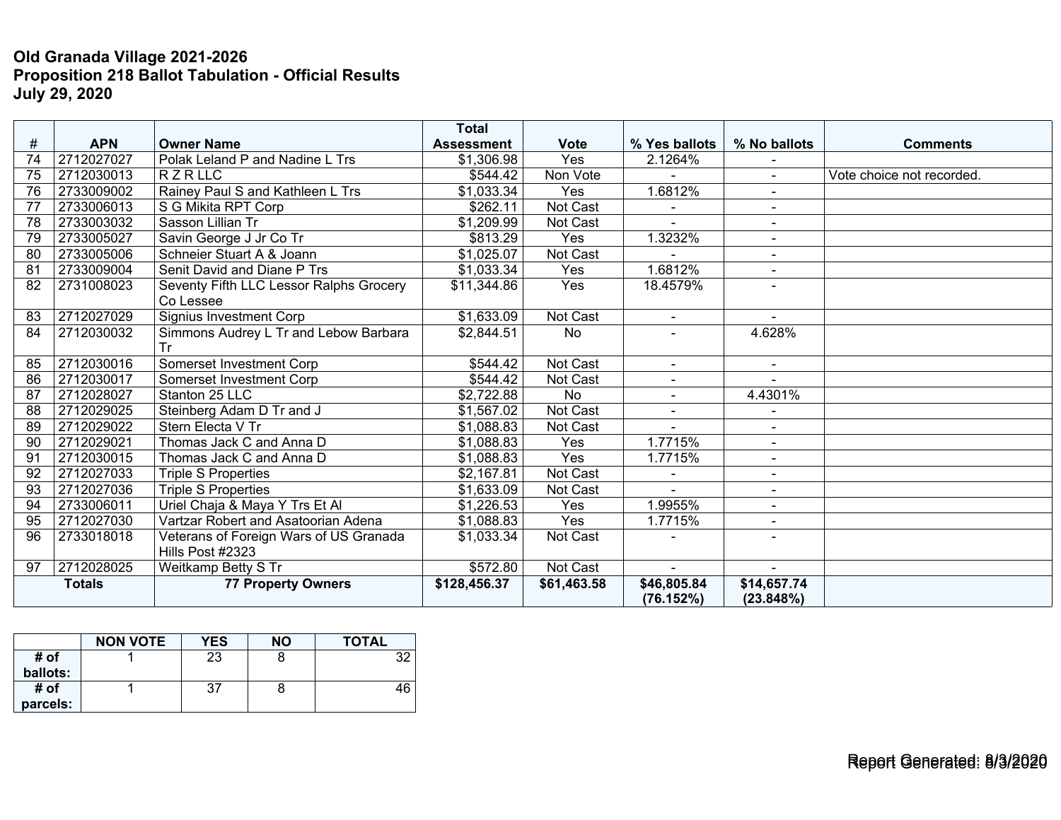**Old Granada Village 2021-2026**
**Proposition 218 Ballot Tabulation - Official Results**
**July 29, 2020**

| # | APN | Owner Name | Total Assessment | Vote | % Yes ballots | % No ballots | Comments |
|---|---|---|---|---|---|---|---|
| 74 | 2712027027 | Polak Leland P and Nadine L Trs | $1,306.98 | Yes | 2.1264% | - | |
| 75 | 2712030013 | R Z R LLC | $544.42 | Non Vote | - | - | Vote choice not recorded. |
| 76 | 2733009002 | Rainey Paul S and Kathleen L Trs | $1,033.34 | Yes | 1.6812% | - | |
| 77 | 2733006013 | S G Mikita RPT Corp | $262.11 | Not Cast | - | - | |
| 78 | 2733003032 | Sasson Lillian Tr | $1,209.99 | Not Cast | - | - | |
| 79 | 2733005027 | Savin George J Jr Co Tr | $813.29 | Yes | 1.3232% | - | |
| 80 | 2733005006 | Schneier Stuart A & Joann | $1,025.07 | Not Cast | - | - | |
| 81 | 2733009004 | Senit David and Diane P Trs | $1,033.34 | Yes | 1.6812% | - | |
| 82 | 2731008023 | Seventy Fifth LLC Lessor Ralphs Grocery Co Lessee | $11,344.86 | Yes | 18.4579% | - | |
| 83 | 2712027029 | Signius Investment Corp | $1,633.09 | Not Cast | - | - | |
| 84 | 2712030032 | Simmons Audrey L Tr and Lebow Barbara Tr | $2,844.51 | No | - | 4.628% | |
| 85 | 2712030016 | Somerset Investment Corp | $544.42 | Not Cast | - | - | |
| 86 | 2712030017 | Somerset Investment Corp | $544.42 | Not Cast | - | - | |
| 87 | 2712028027 | Stanton 25 LLC | $2,722.88 | No | - | 4.4301% | |
| 88 | 2712029025 | Steinberg Adam D Tr and J | $1,567.02 | Not Cast | - | - | |
| 89 | 2712029022 | Stern Electa V Tr | $1,088.83 | Not Cast | - | - | |
| 90 | 2712029021 | Thomas Jack C and Anna D | $1,088.83 | Yes | 1.7715% | - | |
| 91 | 2712030015 | Thomas Jack C and Anna D | $1,088.83 | Yes | 1.7715% | - | |
| 92 | 2712027033 | Triple S Properties | $2,167.81 | Not Cast | - | - | |
| 93 | 2712027036 | Triple S Properties | $1,633.09 | Not Cast | - | - | |
| 94 | 2733006011 | Uriel Chaja & Maya Y Trs Et Al | $1,226.53 | Yes | 1.9955% | - | |
| 95 | 2712027030 | Vartzar Robert and Asatoorian Adena | $1,088.83 | Yes | 1.7715% | - | |
| 96 | 2733018018 | Veterans of Foreign Wars of US Granada Hills Post #2323 | $1,033.34 | Not Cast | - | - | |
| 97 | 2712028025 | Weitkamp Betty S Tr | $572.80 | Not Cast | - | - | |
| **Totals** | | **77 Property Owners** | **$128,456.37** | **$61,463.58** | **$46,805.84 (76.152%)** | **$14,657.74 (23.848%)** | |

| | NON VOTE | YES | NO | TOTAL |
|---|---|---|---|---|
| **# of ballots:** | 1 | 23 | 8 | 32 |
| **# of parcels:** | 1 | 37 | 8 | 46 |

Report Generated: 8/3/2020